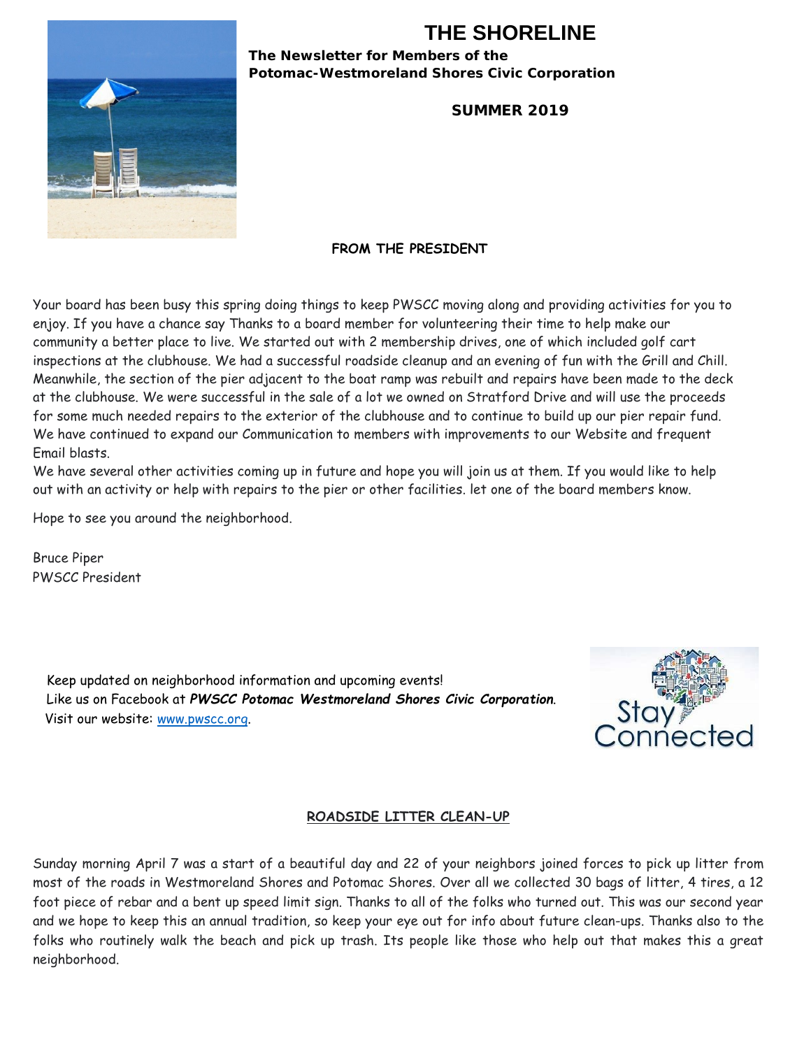# THE SHORELINE

**The Newsletter for Members of the Potomac-Westmoreland Shores Civic Corporation**

**SUMMER 2019**

## FROM THE PRESIDENT

Your board has been busy this spring doing things to keep PWSCC moving along and providing activities for you to enjoy. If you have a chance say Thanks to a board member for volunteering their time to help make our community a better place to live. We started out with 2 membership drives, one of which included golf cart inspections at the clubhouse. We had a successful roadside cleanup and an evening of fun with the Grill and Chill. Meanwhile, the section of the pier adjacent to the boat ramp was rebuilt and repairs have been made to the deck at the clubhouse. We were successful in the sale of a lot we owned on Stratford Drive and will use the proceeds for some much needed repairs to the exterior of the clubhouse and to continue to build up our pier repair fund. We have continued to expand our Communication to members with improvements to our Website and frequent Email blasts.

We have several other activities coming up in future and hope you will join us at them. If you would like to help out with an activity or help with repairs to the pier or other facilities. let one of the board members know.

Hope to see you around the neighborhood.

Bruce Piper
PWSCC President

Keep updated on neighborhood information and upcoming events!
Like us on Facebook at ***PWSCC Potomac Westmoreland Shores Civic Corporation***.
Visit our website: www.pwscc.org.

Stay Connected

## ROADSIDE LITTER CLEAN-UP

Sunday morning April 7 was a start of a beautiful day and 22 of your neighbors joined forces to pick up litter from most of the roads in Westmoreland Shores and Potomac Shores. Over all we collected 30 bags of litter, 4 tires, a 12 foot piece of rebar and a bent up speed limit sign. Thanks to all of the folks who turned out. This was our second year and we hope to keep this an annual tradition, so keep your eye out for info about future clean-ups. Thanks also to the folks who routinely walk the beach and pick up trash. Its people like those who help out that makes this a great neighborhood.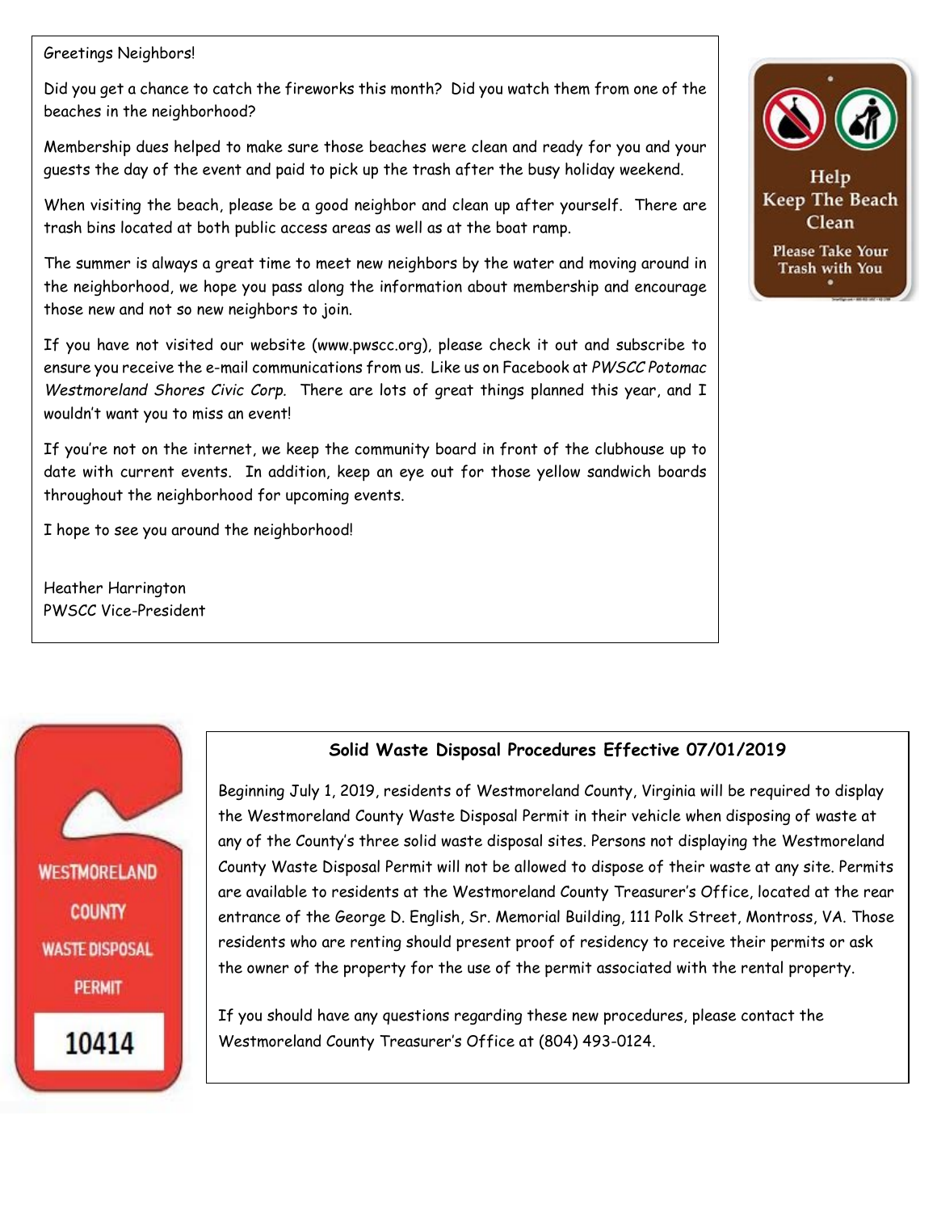Greetings Neighbors!

Did you get a chance to catch the fireworks this month? Did you watch them from one of the beaches in the neighborhood?

Membership dues helped to make sure those beaches were clean and ready for you and your guests the day of the event and paid to pick up the trash after the busy holiday weekend.

When visiting the beach, please be a good neighbor and clean up after yourself. There are trash bins located at both public access areas as well as at the boat ramp.

The summer is always a great time to meet new neighbors by the water and moving around in the neighborhood, we hope you pass along the information about membership and encourage those new and not so new neighbors to join.

If you have not visited our website (www.pwscc.org), please check it out and subscribe to ensure you receive the e-mail communications from us. Like us on Facebook at *PWSCC Potomac Westmoreland Shores Civic Corp.* There are lots of great things planned this year, and I wouldn't want you to miss an event!

If you're not on the internet, we keep the community board in front of the clubhouse up to date with current events. In addition, keep an eye out for those yellow sandwich boards throughout the neighborhood for upcoming events.

I hope to see you around the neighborhood!

Heather Harrington
PWSCC Vice-President

Help Keep The Beach Clean

Please Take Your Trash with You

WESTMORELAND COUNTY WASTE DISPOSAL PERMIT

10414

## Solid Waste Disposal Procedures Effective 07/01/2019

Beginning July 1, 2019, residents of Westmoreland County, Virginia will be required to display the Westmoreland County Waste Disposal Permit in their vehicle when disposing of waste at any of the County's three solid waste disposal sites. Persons not displaying the Westmoreland County Waste Disposal Permit will not be allowed to dispose of their waste at any site. Permits are available to residents at the Westmoreland County Treasurer's Office, located at the rear entrance of the George D. English, Sr. Memorial Building, 111 Polk Street, Montross, VA. Those residents who are renting should present proof of residency to receive their permits or ask the owner of the property for the use of the permit associated with the rental property.

If you should have any questions regarding these new procedures, please contact the Westmoreland County Treasurer's Office at (804) 493-0124.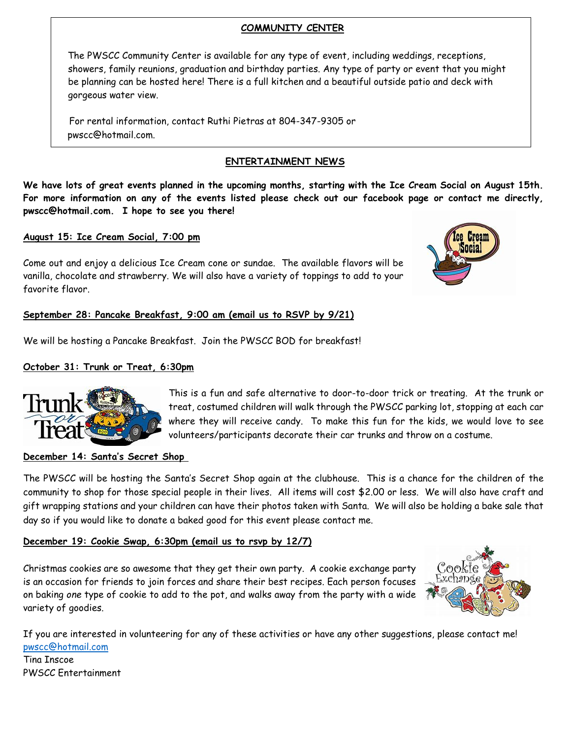## COMMUNITY CENTER

The PWSCC Community Center is available for any type of event, including weddings, receptions, showers, family reunions, graduation and birthday parties. Any type of party or event that you might be planning can be hosted here! There is a full kitchen and a beautiful outside patio and deck with gorgeous water view.

For rental information, contact Ruthi Pietras at 804-347-9305 or pwscc@hotmail.com.

## ENTERTAINMENT NEWS

**We have lots of great events planned in the upcoming months, starting with the Ice Cream Social on August 15th. For more information on any of the events listed please check out our facebook page or contact me directly, pwscc@hotmail.com. I hope to see you there!**

**August 15: Ice Cream Social, 7:00 pm**

Come out and enjoy a delicious Ice Cream cone or sundae. The available flavors will be vanilla, chocolate and strawberry. We will also have a variety of toppings to add to your favorite flavor.

**September 28: Pancake Breakfast, 9:00 am (email us to RSVP by 9/21)**

We will be hosting a Pancake Breakfast. Join the PWSCC BOD for breakfast!

**October 31: Trunk or Treat, 6:30pm**

This is a fun and safe alternative to door-to-door trick or treating. At the trunk or treat, costumed children will walk through the PWSCC parking lot, stopping at each car where they will receive candy. To make this fun for the kids, we would love to see volunteers/participants decorate their car trunks and throw on a costume.

**December 14: Santa's Secret Shop**

The PWSCC will be hosting the Santa's Secret Shop again at the clubhouse. This is a chance for the children of the community to shop for those special people in their lives. All items will cost $2.00 or less. We will also have craft and gift wrapping stations and your children can have their photos taken with Santa. We will also be holding a bake sale that day so if you would like to donate a baked good for this event please contact me.

**December 19: Cookie Swap, 6:30pm (email us to rsvp by 12/7)**

Christmas cookies are so awesome that they get their own party. A cookie exchange party is an occasion for friends to join forces and share their best recipes. Each person focuses on baking *one* type of cookie to add to the pot, and walks away from the party with a wide variety of goodies.

If you are interested in volunteering for any of these activities or have any other suggestions, please contact me!
pwscc@hotmail.com
Tina Inscoe
PWSCC Entertainment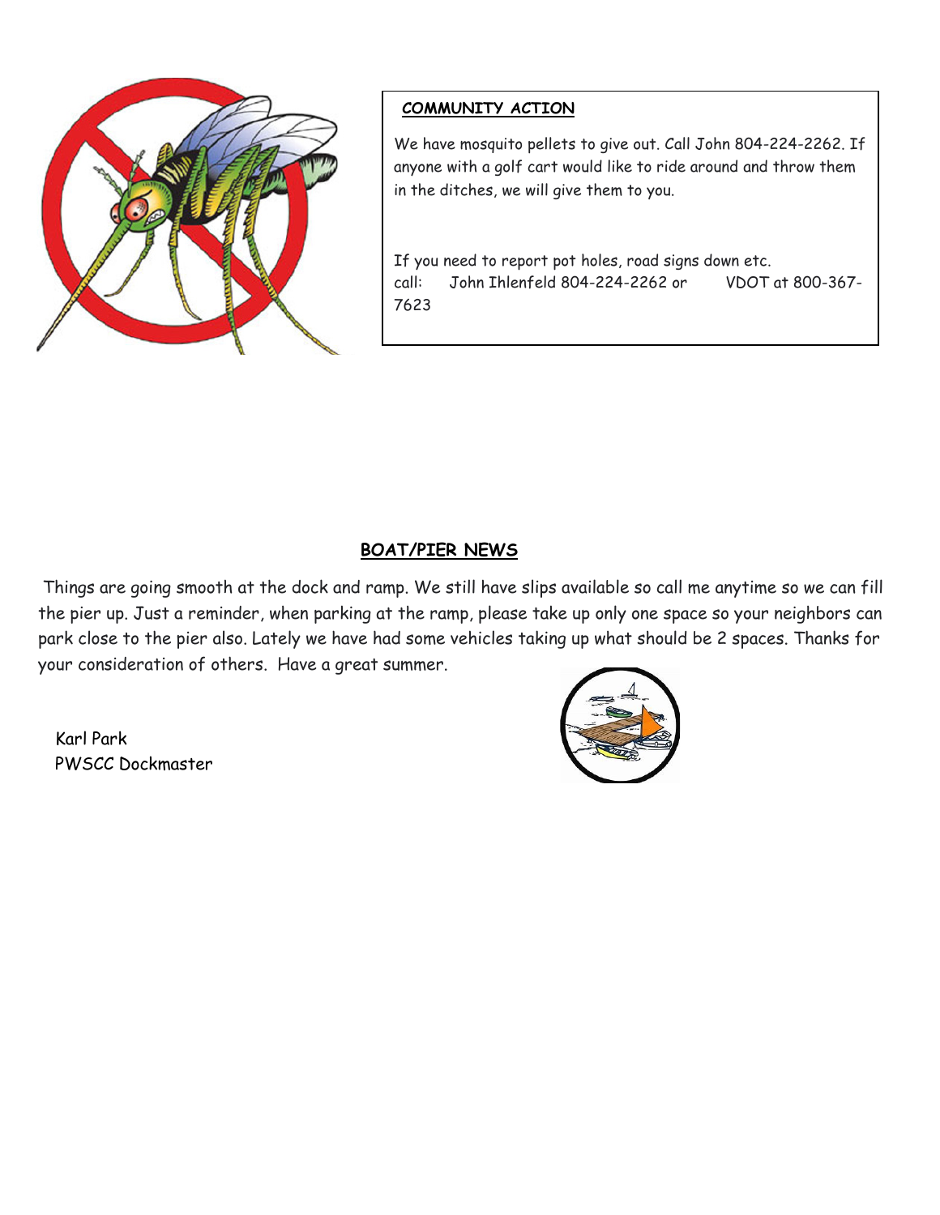## COMMUNITY ACTION

We have mosquito pellets to give out. Call John 804-224-2262. If anyone with a golf cart would like to ride around and throw them in the ditches, we will give them to you.

If you need to report pot holes, road signs down etc.
call: John Ihlenfeld 804-224-2262 or VDOT at 800-367-7623

## BOAT/PIER NEWS

Things are going smooth at the dock and ramp. We still have slips available so call me anytime so we can fill the pier up. Just a reminder, when parking at the ramp, please take up only one space so your neighbors can park close to the pier also. Lately we have had some vehicles taking up what should be 2 spaces. Thanks for your consideration of others. Have a great summer.

Karl Park
PWSCC Dockmaster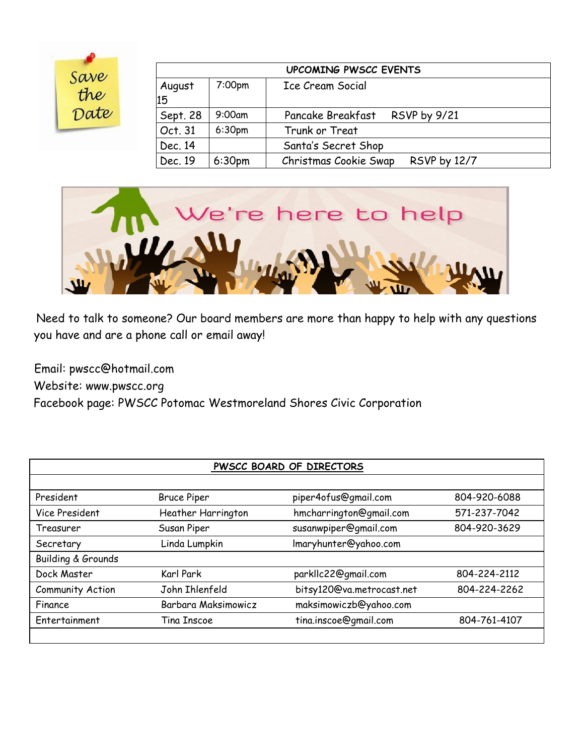Save the Date

| UPCOMING PWSCC EVENTS | | |
|---|---|---|
| August 15 | 7:00pm | Ice Cream Social |
| Sept. 28 | 9:00am | Pancake Breakfast RSVP by 9/21 |
| Oct. 31 | 6:30pm | Trunk or Treat |
| Dec. 14 | | Santa's Secret Shop |
| Dec. 19 | 6:30pm | Christmas Cookie Swap RSVP by 12/7 |

We're here to help

Need to talk to someone? Our board members are more than happy to help with any questions you have and are a phone call or email away!

Email: pwscc@hotmail.com
Website: www.pwscc.org
Facebook page: PWSCC Potomac Westmoreland Shores Civic Corporation

| PWSCC BOARD OF DIRECTORS | | | |
|---|---|---|---|
| President | Bruce Piper | piper4ofus@gmail.com | 804-920-6088 |
| Vice President | Heather Harrington | hmcharrington@gmail.com | 571-237-7042 |
| Treasurer | Susan Piper | susanwpiper@gmail.com | 804-920-3629 |
| Secretary | Linda Lumpkin | lmaryhunter@yahoo.com | |
| Building & Grounds | | | |
| Dock Master | Karl Park | parkllc22@gmail.com | 804-224-2112 |
| Community Action | John Ihlenfeld | bitsy120@va.metrocast.net | 804-224-2262 |
| Finance | Barbara Maksimowicz | maksimowiczb@yahoo.com | |
| Entertainment | Tina Inscoe | tina.inscoe@gmail.com | 804-761-4107 |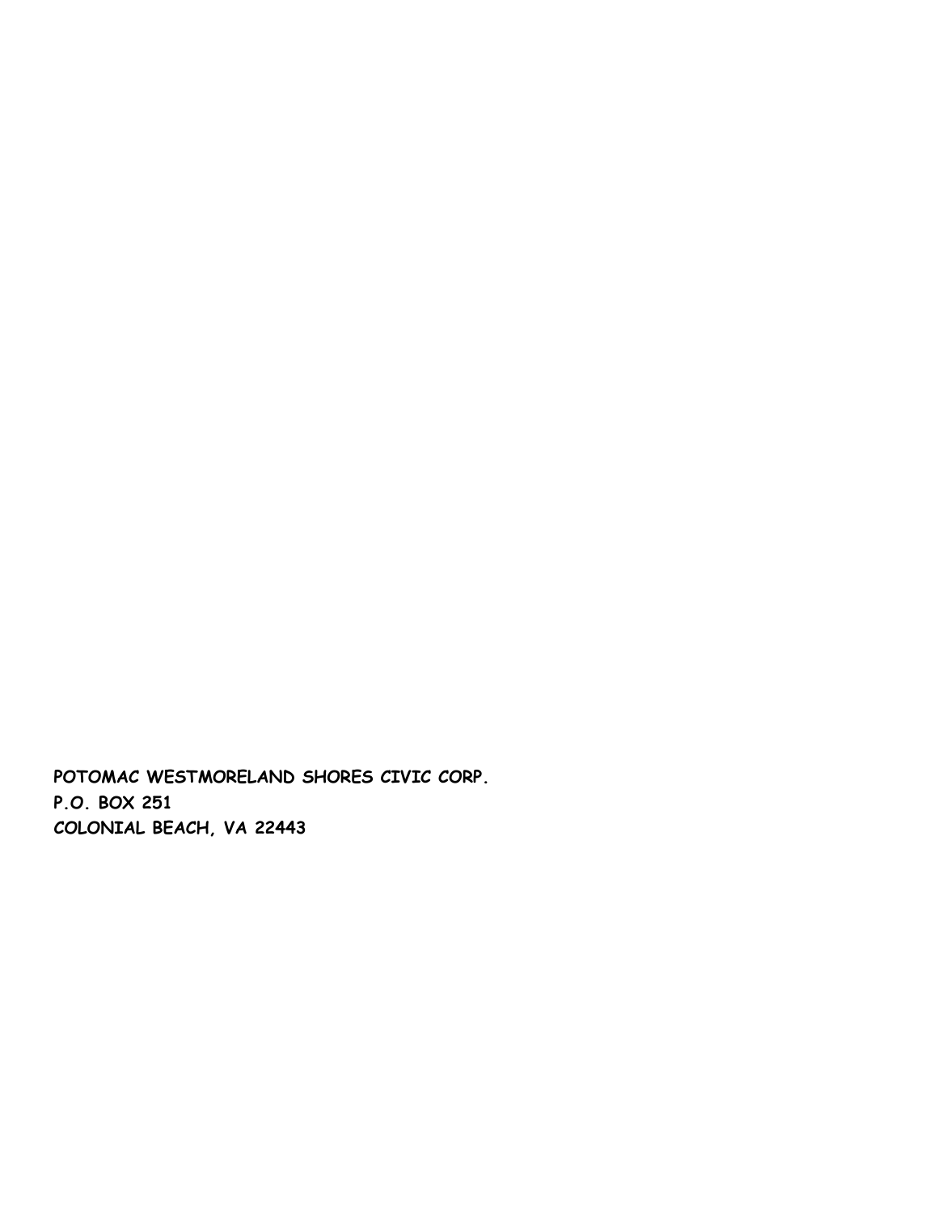**POTOMAC WESTMORELAND SHORES CIVIC CORP.**
**P.O. BOX 251**
**COLONIAL BEACH, VA 22443**